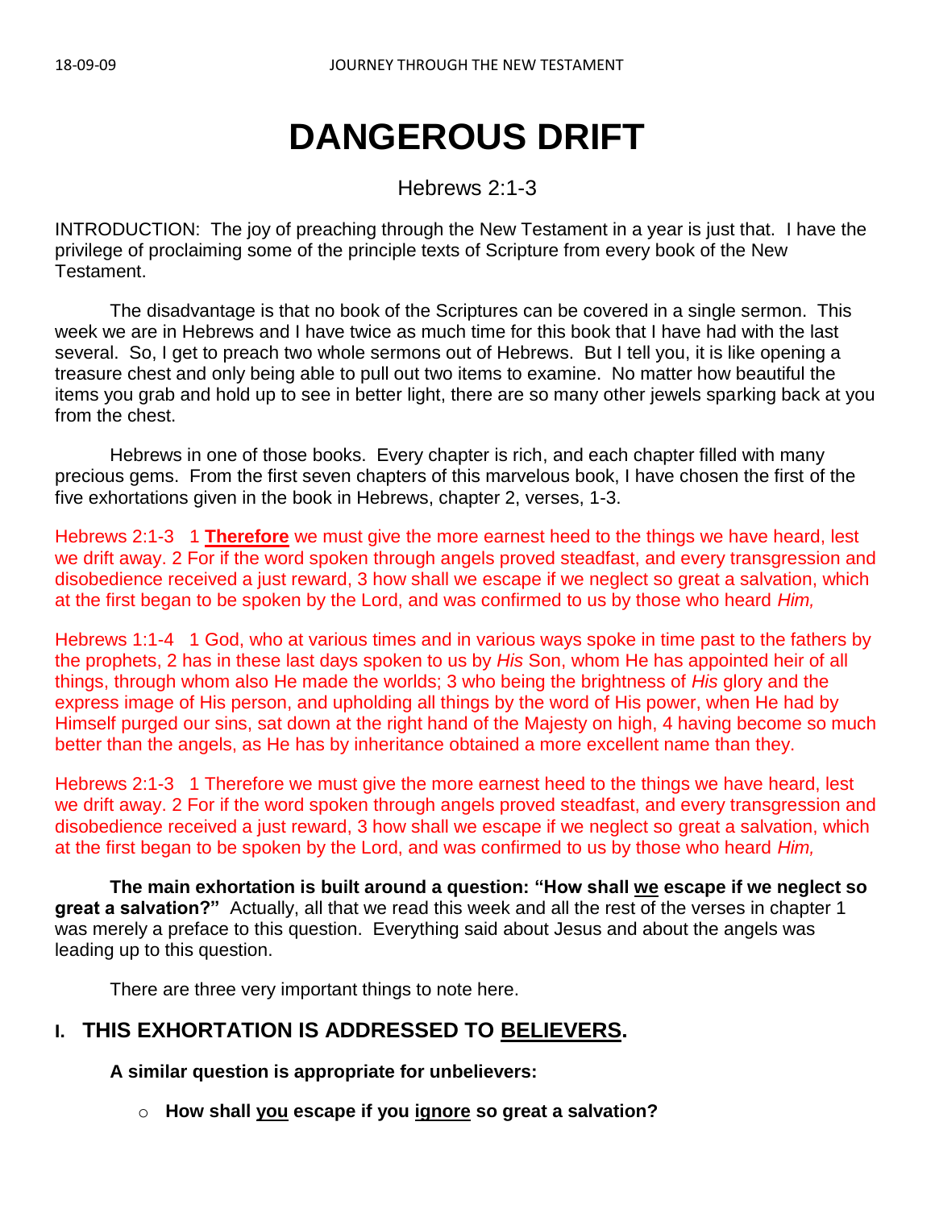# DANGEROUS DRIFT

Hebrews 2:1-3

INTRODUCTION: The joy of preaching through the New Testament in a year is just that. I have the privilege of proclaiming some of the principle texts of Scripture from every book of the New Testament.

The disadvantage is that no book of the Scriptures can be covered in a single sermon. This week we are in Hebrews and I have twice as much time for this book that I have had with the last several. So, I get to preach two whole sermons out of Hebrews. But I tell you, it is like opening a treasure chest and only being able to pull out two items to examine. No matter how beautiful the items you grab and hold up to see in better light, there are so many other jewels sparking back at you from the chest.

Hebrews in one of those books. Every chapter is rich, and each chapter filled with many precious gems. From the first seven chapters of this marvelous book, I have chosen the first of the five exhortations given in the book in Hebrews, chapter 2, verses, 1-3.

Hebrews 2:1-3 1 **Therefore** we must give the more earnest heed to the things we have heard, lest we drift away. 2 For if the word spoken through angels proved steadfast, and every transgression and disobedience received a just reward, 3 how shall we escape if we neglect so great a salvation, which at the first began to be spoken by the Lord, and was confirmed to us by those who heard *Him,*

Hebrews 1:1-4 1 God, who at various times and in various ways spoke in time past to the fathers by the prophets, 2 has in these last days spoken to us by *His* Son, whom He has appointed heir of all things, through whom also He made the worlds; 3 who being the brightness of *His* glory and the express image of His person, and upholding all things by the word of His power, when He had by Himself purged our sins, sat down at the right hand of the Majesty on high, 4 having become so much better than the angels, as He has by inheritance obtained a more excellent name than they.

Hebrews 2:1-3 1 Therefore we must give the more earnest heed to the things we have heard, lest we drift away. 2 For if the word spoken through angels proved steadfast, and every transgression and disobedience received a just reward, 3 how shall we escape if we neglect so great a salvation, which at the first began to be spoken by the Lord, and was confirmed to us by those who heard *Him,*

**The main exhortation is built around a question: "How shall we escape if we neglect so great a salvation?"** Actually, all that we read this week and all the rest of the verses in chapter 1 was merely a preface to this question. Everything said about Jesus and about the angels was leading up to this question.

There are three very important things to note here.

## I. THIS EXHORTATION IS ADDRESSED TO BELIEVERS.

**A similar question is appropriate for unbelievers:**

- **How shall you escape if you ignore so great a salvation?**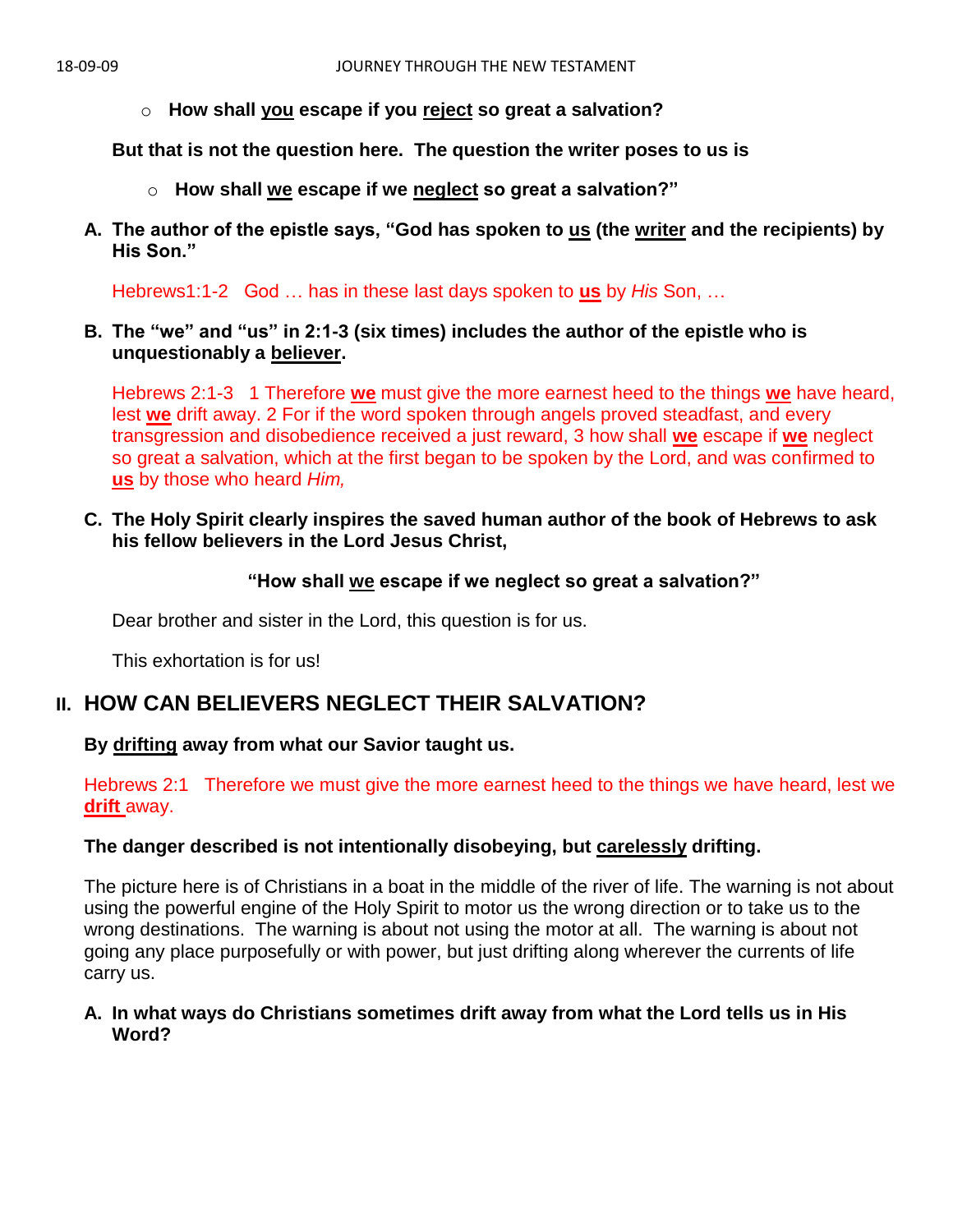- **How shall <u>you</u> escape if you <u>reject</u> so great a salvation?**

**But that is not the question here. The question the writer poses to us is**

- **How shall <u>we</u> escape if we <u>neglect</u> so great a salvation?"**

**A. The author of the epistle says, "God has spoken to <u>us</u> (the <u>writer</u> and the recipients) by His Son."**

Hebrews1:1-2 God … has in these last days spoken to **<u>us</u>** by *His* Son, …

**B. The "we" and "us" in 2:1-3 (six times) includes the author of the epistle who is unquestionably a <u>believer</u>.**

Hebrews 2:1-3 1 Therefore **<u>we</u>** must give the more earnest heed to the things **<u>we</u>** have heard, lest **<u>we</u>** drift away. 2 For if the word spoken through angels proved steadfast, and every transgression and disobedience received a just reward, 3 how shall **<u>we</u>** escape if **<u>we</u>** neglect so great a salvation, which at the first began to be spoken by the Lord, and was confirmed to **<u>us</u>** by those who heard *Him,*

**C. The Holy Spirit clearly inspires the saved human author of the book of Hebrews to ask his fellow believers in the Lord Jesus Christ,**

**"How shall <u>we</u> escape if we neglect so great a salvation?"**

Dear brother and sister in the Lord, this question is for us.

This exhortation is for us!

## II. HOW CAN BELIEVERS NEGLECT THEIR SALVATION?

**By <u>drifting</u> away from what our Savior taught us.**

Hebrews 2:1 Therefore we must give the more earnest heed to the things we have heard, lest we **<u>drift</u>** away.

**The danger described is not intentionally disobeying, but <u>carelessly</u> drifting.**

The picture here is of Christians in a boat in the middle of the river of life. The warning is not about using the powerful engine of the Holy Spirit to motor us the wrong direction or to take us to the wrong destinations. The warning is about not using the motor at all. The warning is about not going any place purposefully or with power, but just drifting along wherever the currents of life carry us.

**A. In what ways do Christians sometimes drift away from what the Lord tells us in His Word?**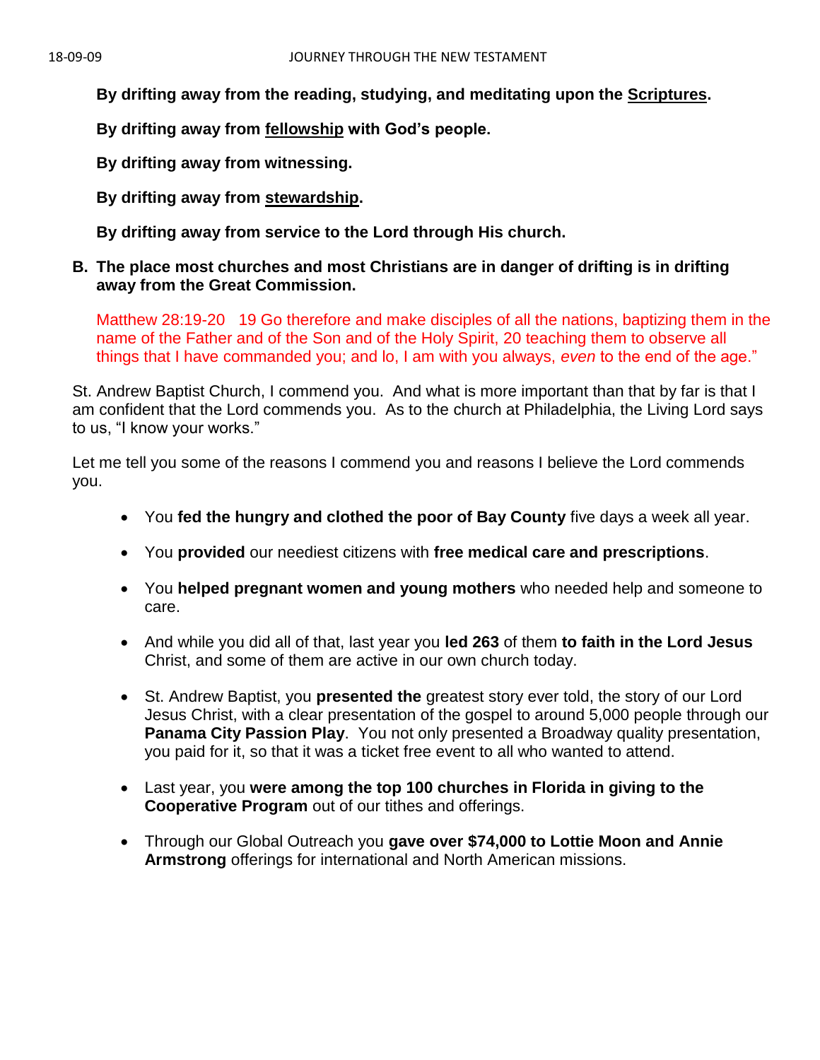**By drifting away from the reading, studying, and meditating upon the <u>Scriptures</u>.**

**By drifting away from <u>fellowship</u> with God's people.**

**By drifting away from witnessing.**

**By drifting away from <u>stewardship</u>.**

**By drifting away from service to the Lord through His church.**

**B. The place most churches and most Christians are in danger of drifting is in drifting away from the Great Commission.**

Matthew 28:19-20   19 Go therefore and make disciples of all the nations, baptizing them in the name of the Father and of the Son and of the Holy Spirit, 20 teaching them to observe all things that I have commanded you; and lo, I am with you always, *even* to the end of the age."

St. Andrew Baptist Church, I commend you.  And what is more important than that by far is that I am confident that the Lord commends you.  As to the church at Philadelphia, the Living Lord says to us, "I know your works."

Let me tell you some of the reasons I commend you and reasons I believe the Lord commends you.

- You **fed the hungry and clothed the poor of Bay County** five days a week all year.
- You **provided** our neediest citizens with **free medical care and prescriptions**.
- You **helped pregnant women and young mothers** who needed help and someone to care.
- And while you did all of that, last year you **led 263** of them **to faith in the Lord Jesus** Christ, and some of them are active in our own church today.
- St. Andrew Baptist, you **presented the** greatest story ever told, the story of our Lord Jesus Christ, with a clear presentation of the gospel to around 5,000 people through our **Panama City Passion Play**.  You not only presented a Broadway quality presentation, you paid for it, so that it was a ticket free event to all who wanted to attend.
- Last year, you **were among the top 100 churches in Florida in giving to the Cooperative Program** out of our tithes and offerings.
- Through our Global Outreach you **gave over $74,000 to Lottie Moon and Annie Armstrong** offerings for international and North American missions.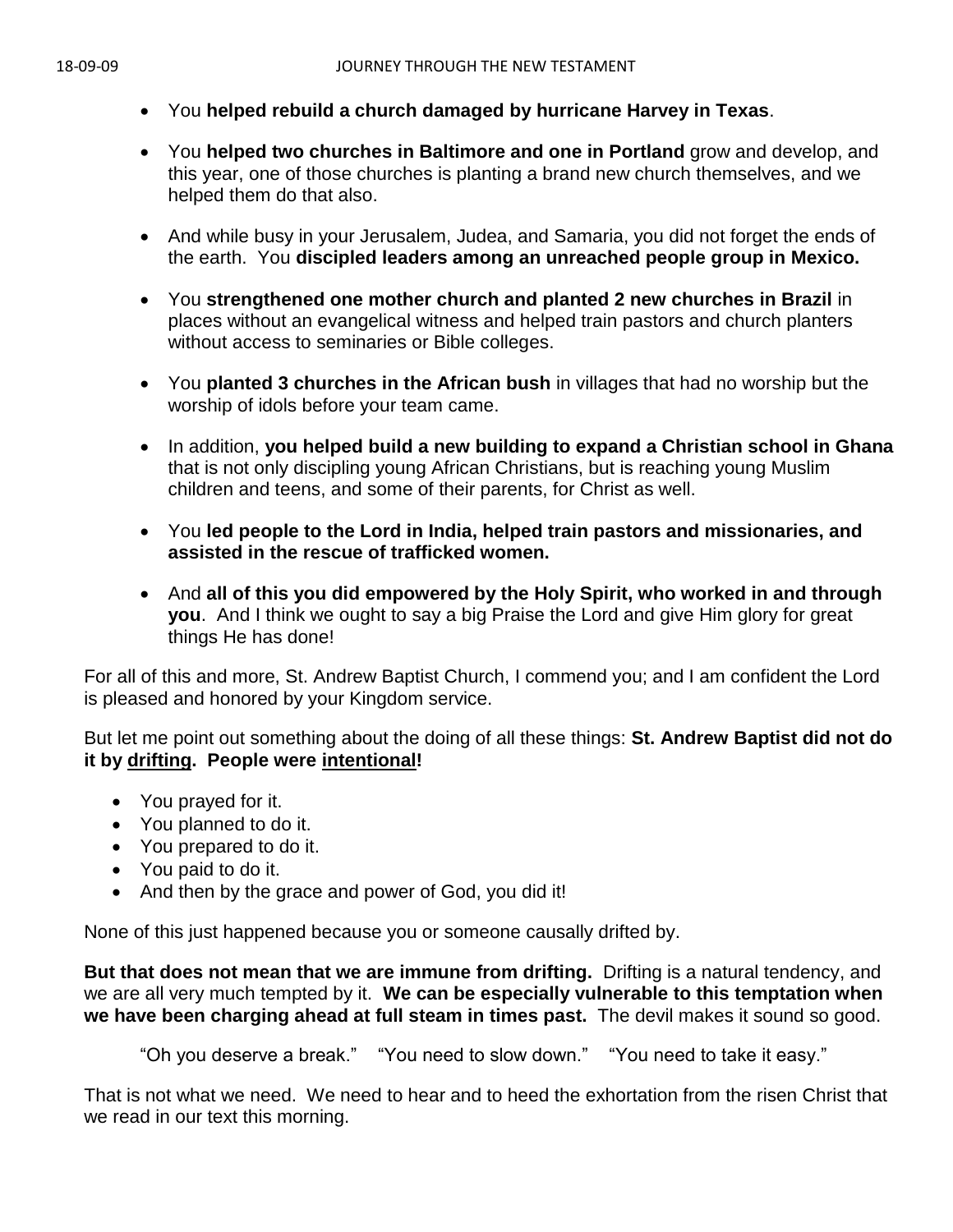- You **helped rebuild a church damaged by hurricane Harvey in Texas**.

- You **helped two churches in Baltimore and one in Portland** grow and develop, and this year, one of those churches is planting a brand new church themselves, and we helped them do that also.

- And while busy in your Jerusalem, Judea, and Samaria, you did not forget the ends of the earth. You **discipled leaders among an unreached people group in Mexico.**

- You **strengthened one mother church and planted 2 new churches in Brazil** in places without an evangelical witness and helped train pastors and church planters without access to seminaries or Bible colleges.

- You **planted 3 churches in the African bush** in villages that had no worship but the worship of idols before your team came.

- In addition, **you helped build a new building to expand a Christian school in Ghana** that is not only discipling young African Christians, but is reaching young Muslim children and teens, and some of their parents, for Christ as well.

- You **led people to the Lord in India, helped train pastors and missionaries, and assisted in the rescue of trafficked women.**

- And **all of this you did empowered by the Holy Spirit, who worked in and through you**. And I think we ought to say a big Praise the Lord and give Him glory for great things He has done!

For all of this and more, St. Andrew Baptist Church, I commend you; and I am confident the Lord is pleased and honored by your Kingdom service.

But let me point out something about the doing of all these things: **St. Andrew Baptist did not do it by <u>drifting</u>. People were <u>intentional</u>!**

- You prayed for it.
- You planned to do it.
- You prepared to do it.
- You paid to do it.
- And then by the grace and power of God, you did it!

None of this just happened because you or someone causally drifted by.

**But that does not mean that we are immune from drifting.** Drifting is a natural tendency, and we are all very much tempted by it. **We can be especially vulnerable to this temptation when we have been charging ahead at full steam in times past.** The devil makes it sound so good.

> "Oh you deserve a break." "You need to slow down." "You need to take it easy."

That is not what we need. We need to hear and to heed the exhortation from the risen Christ that we read in our text this morning.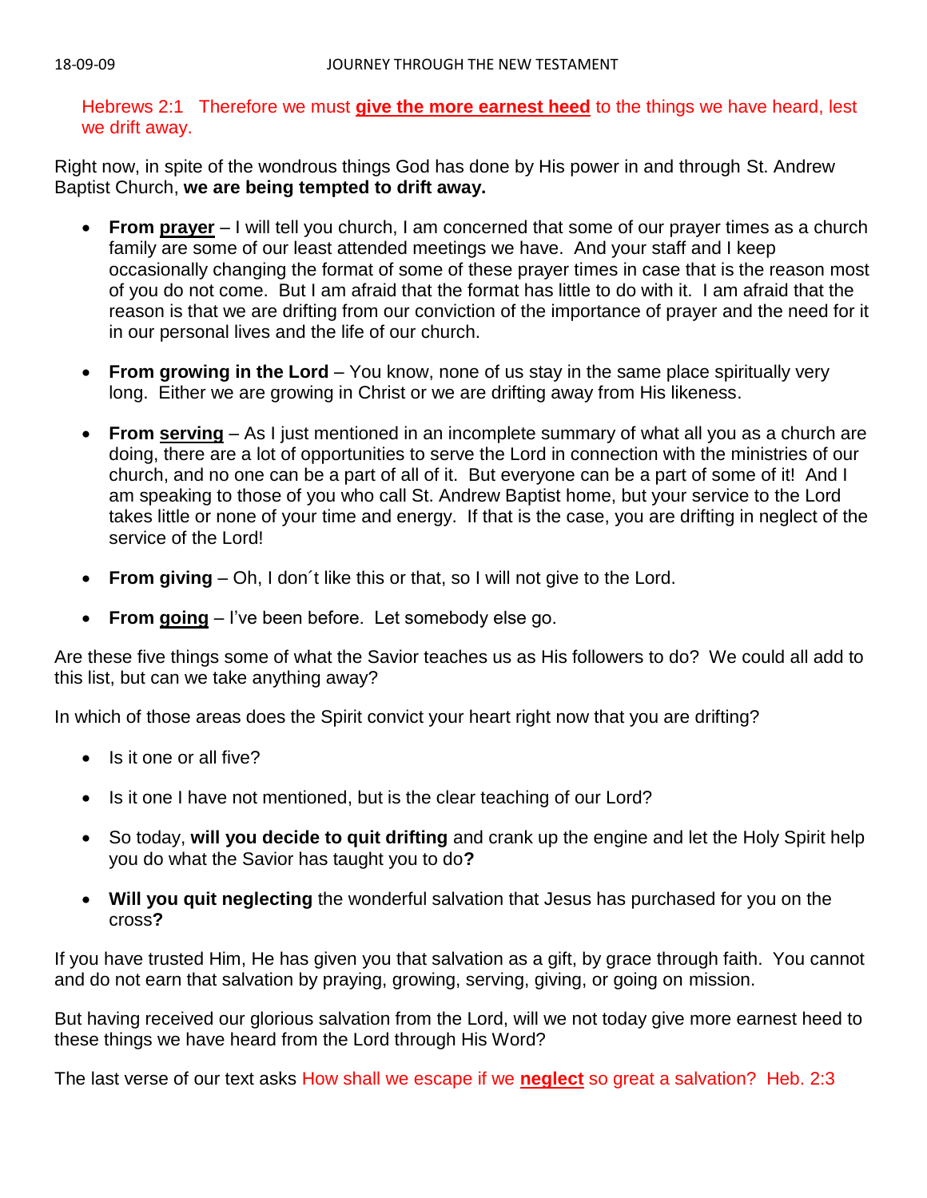Hebrews 2:1   Therefore we must **give the more earnest heed** to the things we have heard, lest we drift away.

Right now, in spite of the wondrous things God has done by His power in and through St. Andrew Baptist Church, **we are being tempted to drift away.**

- **From prayer** – I will tell you church, I am concerned that some of our prayer times as a church family are some of our least attended meetings we have. And your staff and I keep occasionally changing the format of some of these prayer times in case that is the reason most of you do not come. But I am afraid that the format has little to do with it. I am afraid that the reason is that we are drifting from our conviction of the importance of prayer and the need for it in our personal lives and the life of our church.

- **From growing in the Lord** – You know, none of us stay in the same place spiritually very long. Either we are growing in Christ or we are drifting away from His likeness.

- **From serving** – As I just mentioned in an incomplete summary of what all you as a church are doing, there are a lot of opportunities to serve the Lord in connection with the ministries of our church, and no one can be a part of all of it. But everyone can be a part of some of it! And I am speaking to those of you who call St. Andrew Baptist home, but your service to the Lord takes little or none of your time and energy. If that is the case, you are drifting in neglect of the service of the Lord!

- **From giving** – Oh, I don´t like this or that, so I will not give to the Lord.

- **From going** – I've been before. Let somebody else go.

Are these five things some of what the Savior teaches us as His followers to do? We could all add to this list, but can we take anything away?

In which of those areas does the Spirit convict your heart right now that you are drifting?

- Is it one or all five?

- Is it one I have not mentioned, but is the clear teaching of our Lord?

- So today, **will you decide to quit drifting** and crank up the engine and let the Holy Spirit help you do what the Savior has taught you to do**?**

- **Will you quit neglecting** the wonderful salvation that Jesus has purchased for you on the cross**?**

If you have trusted Him, He has given you that salvation as a gift, by grace through faith. You cannot and do not earn that salvation by praying, growing, serving, giving, or going on mission.

But having received our glorious salvation from the Lord, will we not today give more earnest heed to these things we have heard from the Lord through His Word?

The last verse of our text asks How shall we escape if we **neglect** so great a salvation? Heb. 2:3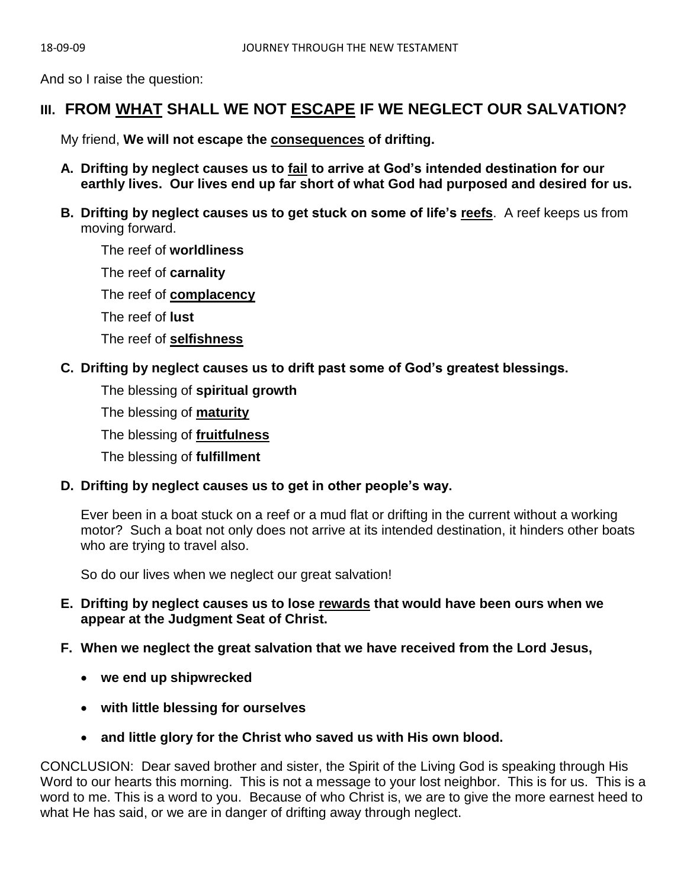And so I raise the question:

## III. FROM <u>WHAT</u> SHALL WE NOT <u>ESCAPE</u> IF WE NEGLECT OUR SALVATION?

My friend, **We will not escape the <u>consequences</u> of drifting.**

**A. Drifting by neglect causes us to <u>fail</u> to arrive at God's intended destination for our earthly lives. Our lives end up far short of what God had purposed and desired for us.**

**B. Drifting by neglect causes us to get stuck on some of life's <u>reefs</u>**. A reef keeps us from moving forward.

The reef of **worldliness**

The reef of **carnality**

The reef of **<u>complacency</u>**

The reef of **lust**

The reef of **<u>selfishness</u>**

**C. Drifting by neglect causes us to drift past some of God's greatest blessings.**

The blessing of **spiritual growth**

The blessing of **<u>maturity</u>**

The blessing of **<u>fruitfulness</u>**

The blessing of **fulfillment**

**D. Drifting by neglect causes us to get in other people's way.**

Ever been in a boat stuck on a reef or a mud flat or drifting in the current without a working motor? Such a boat not only does not arrive at its intended destination, it hinders other boats who are trying to travel also.

So do our lives when we neglect our great salvation!

**E. Drifting by neglect causes us to lose <u>rewards</u> that would have been ours when we appear at the Judgment Seat of Christ.**

**F. When we neglect the great salvation that we have received from the Lord Jesus,**

- **we end up shipwrecked**
- **with little blessing for ourselves**
- **and little glory for the Christ who saved us with His own blood.**

CONCLUSION: Dear saved brother and sister, the Spirit of the Living God is speaking through His Word to our hearts this morning. This is not a message to your lost neighbor. This is for us. This is a word to me. This is a word to you. Because of who Christ is, we are to give the more earnest heed to what He has said, or we are in danger of drifting away through neglect.